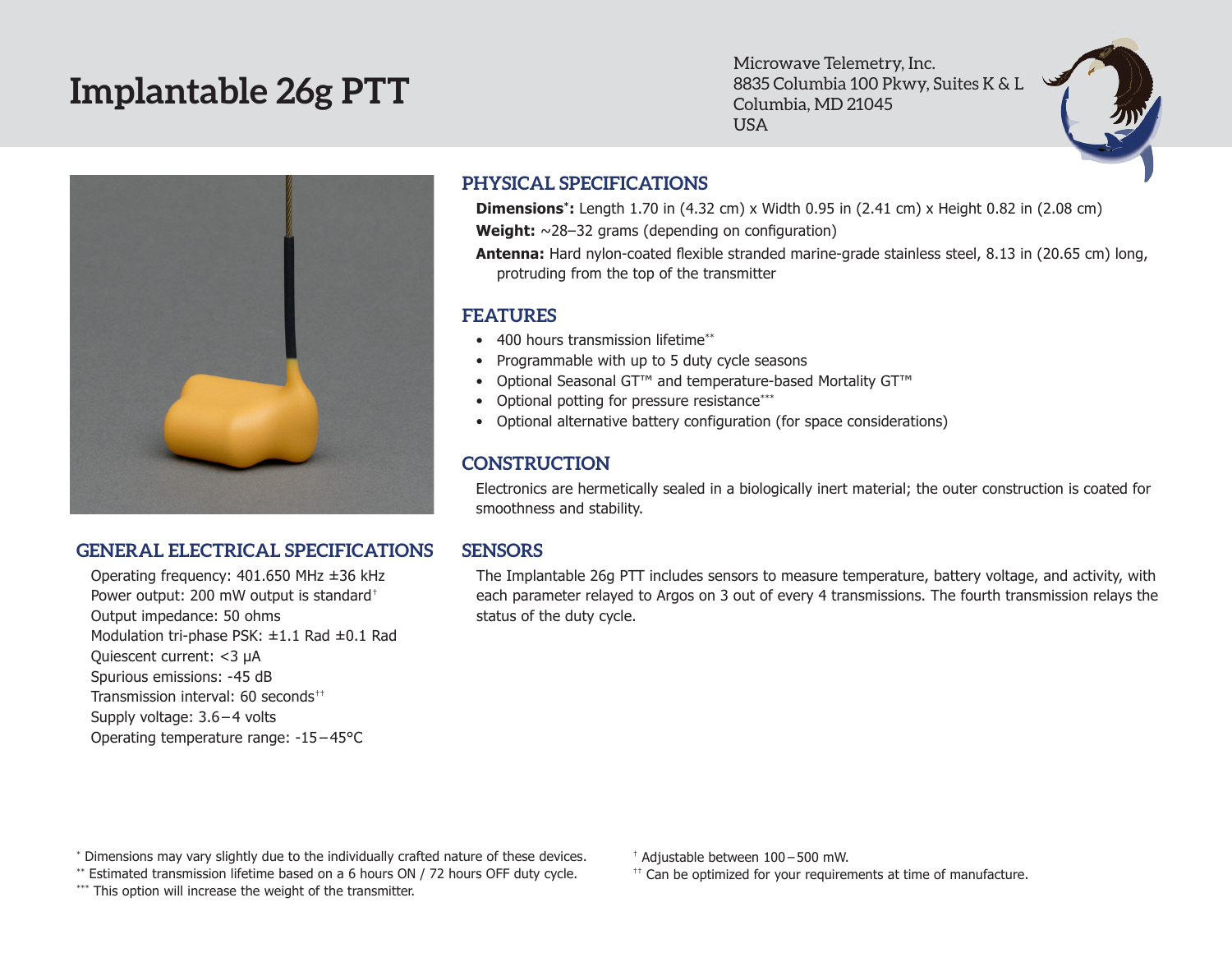# Implantable 26g PTT

Microwave Telemetry, Inc.
8835 Columbia 100 Pkwy, Suites K & L
Columbia, MD 21045
USA

## PHYSICAL SPECIFICATIONS

**Dimensions*:** Length 1.70 in (4.32 cm) x Width 0.95 in (2.41 cm) x Height 0.82 in (2.08 cm)

**Weight:** ~28–32 grams (depending on configuration)

**Antenna:** Hard nylon-coated flexible stranded marine-grade stainless steel, 8.13 in (20.65 cm) long, protruding from the top of the transmitter

## FEATURES

- 400 hours transmission lifetime**
- Programmable with up to 5 duty cycle seasons
- Optional Seasonal GT™ and temperature-based Mortality GT™
- Optional potting for pressure resistance***
- Optional alternative battery configuration (for space considerations)

## CONSTRUCTION

Electronics are hermetically sealed in a biologically inert material; the outer construction is coated for smoothness and stability.

## GENERAL ELECTRICAL SPECIFICATIONS

Operating frequency: 401.650 MHz ±36 kHz
Power output: 200 mW output is standard†
Output impedance: 50 ohms
Modulation tri-phase PSK: ±1.1 Rad ±0.1 Rad
Quiescent current: <3 μA
Spurious emissions: -45 dB
Transmission interval: 60 seconds††
Supply voltage: 3.6 – 4 volts
Operating temperature range: -15 – 45°C

## SENSORS

The Implantable 26g PTT includes sensors to measure temperature, battery voltage, and activity, with each parameter relayed to Argos on 3 out of every 4 transmissions. The fourth transmission relays the status of the duty cycle.

* Dimensions may vary slightly due to the individually crafted nature of these devices.
** Estimated transmission lifetime based on a 6 hours ON / 72 hours OFF duty cycle.
*** This option will increase the weight of the transmitter.

† Adjustable between 100 – 500 mW.
†† Can be optimized for your requirements at time of manufacture.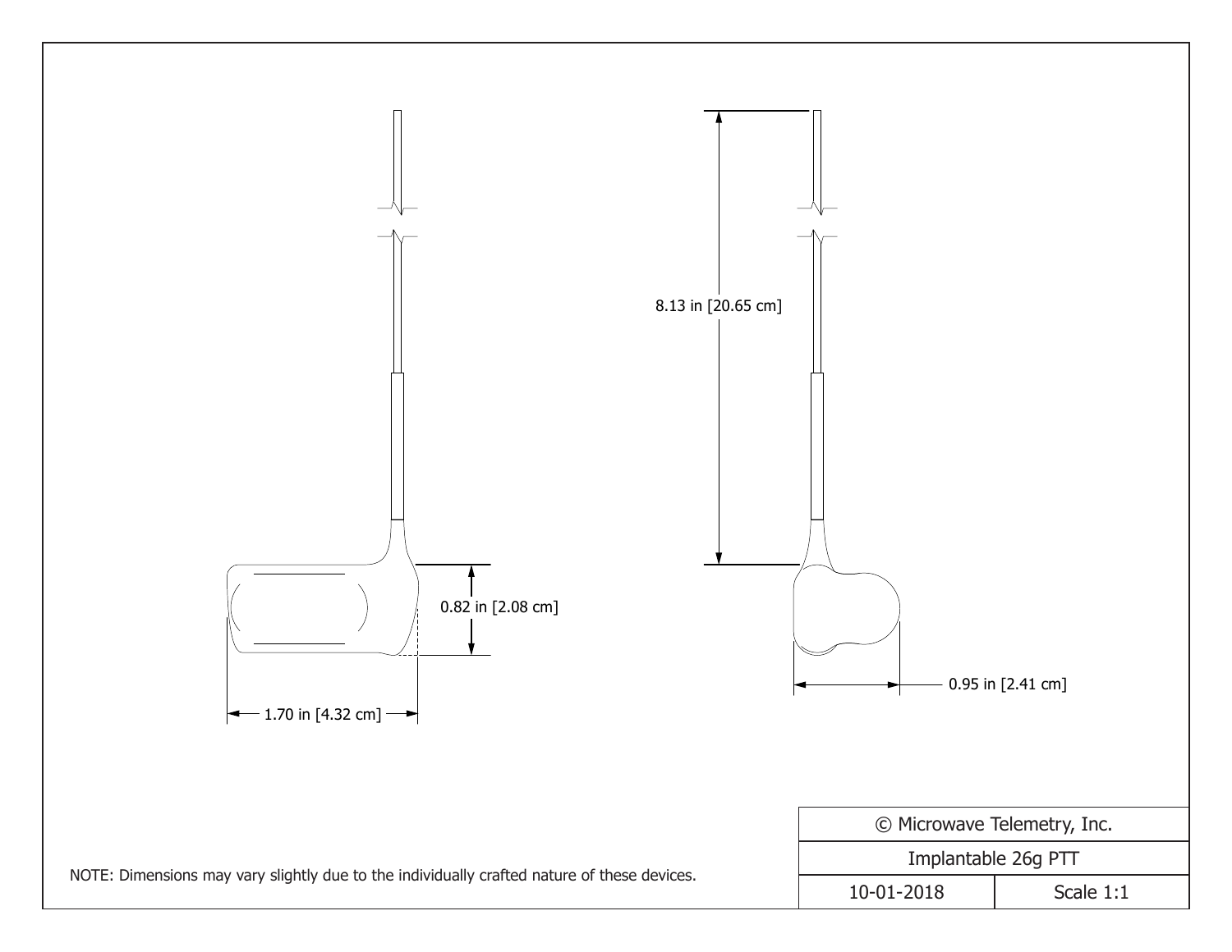8.13 in [20.65 cm]

0.82 in [2.08 cm]

1.70 in [4.32 cm]

0.95 in [2.41 cm]

NOTE: Dimensions may vary slightly due to the individually crafted nature of these devices.

| | |
|---|---|
| © Microwave Telemetry, Inc. | |
| Implantable 26g PTT | |
| 10-01-2018 | Scale 1:1 |